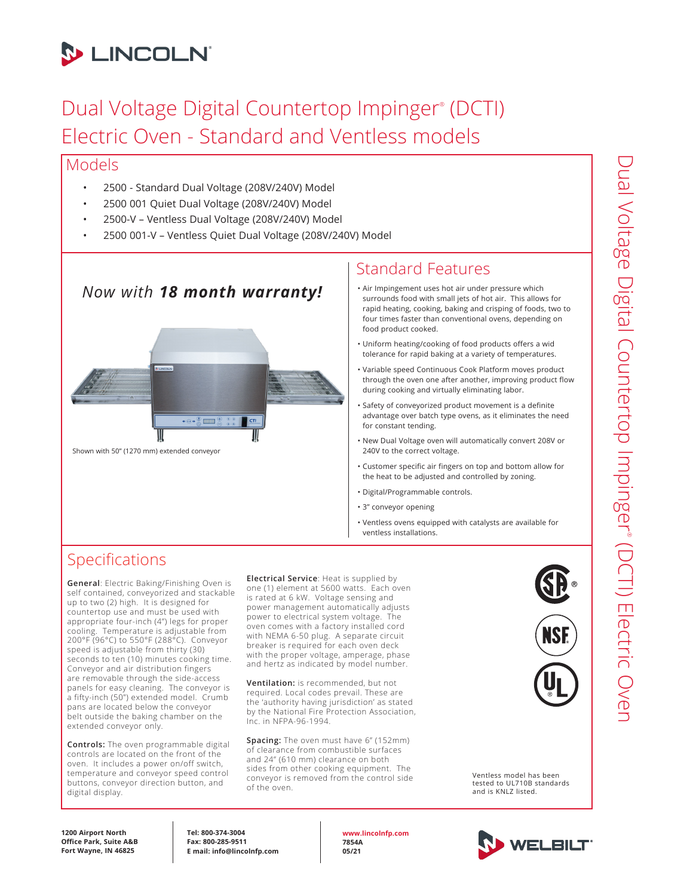# Dual Voltage Digital Countertop Impinger® (DCTI) Electric Oven - Standard and Ventless models

## Models

- 2500 - Standard Dual Voltage (208V/240V) Model
- 2500 001 Quiet Dual Voltage (208V/240V) Model
- 2500-V – Ventless Dual Voltage (208V/240V) Model
- 2500 001-V – Ventless Quiet Dual Voltage (208V/240V) Model

*Now with **18 month warranty!***

Shown with 50" (1270 mm) extended conveyor

## Standard Features

- Air Impingement uses hot air under pressure which surrounds food with small jets of hot air. This allows for rapid heating, cooking, baking and crisping of foods, two to four times faster than conventional ovens, depending on food product cooked.
- Uniform heating/cooking of food products offers a wid tolerance for rapid baking at a variety of temperatures.
- Variable speed Continuous Cook Platform moves product through the oven one after another, improving product flow during cooking and virtually eliminating labor.
- Safety of conveyorized product movement is a definite advantage over batch type ovens, as it eliminates the need for constant tending.
- New Dual Voltage oven will automatically convert 208V or 240V to the correct voltage.
- Customer specific air fingers on top and bottom allow for the heat to be adjusted and controlled by zoning.
- Digital/Programmable controls.
- 3" conveyor opening
- Ventless ovens equipped with catalysts are available for ventless installations.

## Specifications

**General**: Electric Baking/Finishing Oven is self contained, conveyorized and stackable up to two (2) high. It is designed for countertop use and must be used with appropriate four-inch (4") legs for proper cooling. Temperature is adjustable from 200°F (96°C) to 550°F (288°C). Conveyor speed is adjustable from thirty (30) seconds to ten (10) minutes cooking time. Conveyor and air distribution fingers are removable through the side-access panels for easy cleaning. The conveyor is a fifty-inch (50") extended model. Crumb pans are located below the conveyor belt outside the baking chamber on the extended conveyor only.

**Controls:** The oven programmable digital controls are located on the front of the oven. It includes a power on/off switch, temperature and conveyor speed control buttons, conveyor direction button, and digital display.

**Electrical Service**: Heat is supplied by one (1) element at 5600 watts. Each oven is rated at 6 kW. Voltage sensing and power management automatically adjusts power to electrical system voltage. The oven comes with a factory installed cord with NEMA 6-50 plug. A separate circuit breaker is required for each oven deck with the proper voltage, amperage, phase and hertz as indicated by model number.

**Ventilation:** is recommended, but not required. Local codes prevail. These are the 'authority having jurisdiction' as stated by the National Fire Protection Association, Inc. in NFPA-96-1994.

**Spacing:** The oven must have 6" (152mm) of clearance from combustible surfaces and 24" (610 mm) clearance on both sides from other cooking equipment. The conveyor is removed from the control side of the oven.

Ventless model has been tested to UL710B standards and is KNLZ listed.

1200 Airport North
Office Park, Suite A&B
Fort Wayne, IN 46825

Tel: 800-374-3004
Fax: 800-285-9511
E mail: info@lincolnfp.com

www.lincolnfp.com
7854A
05/21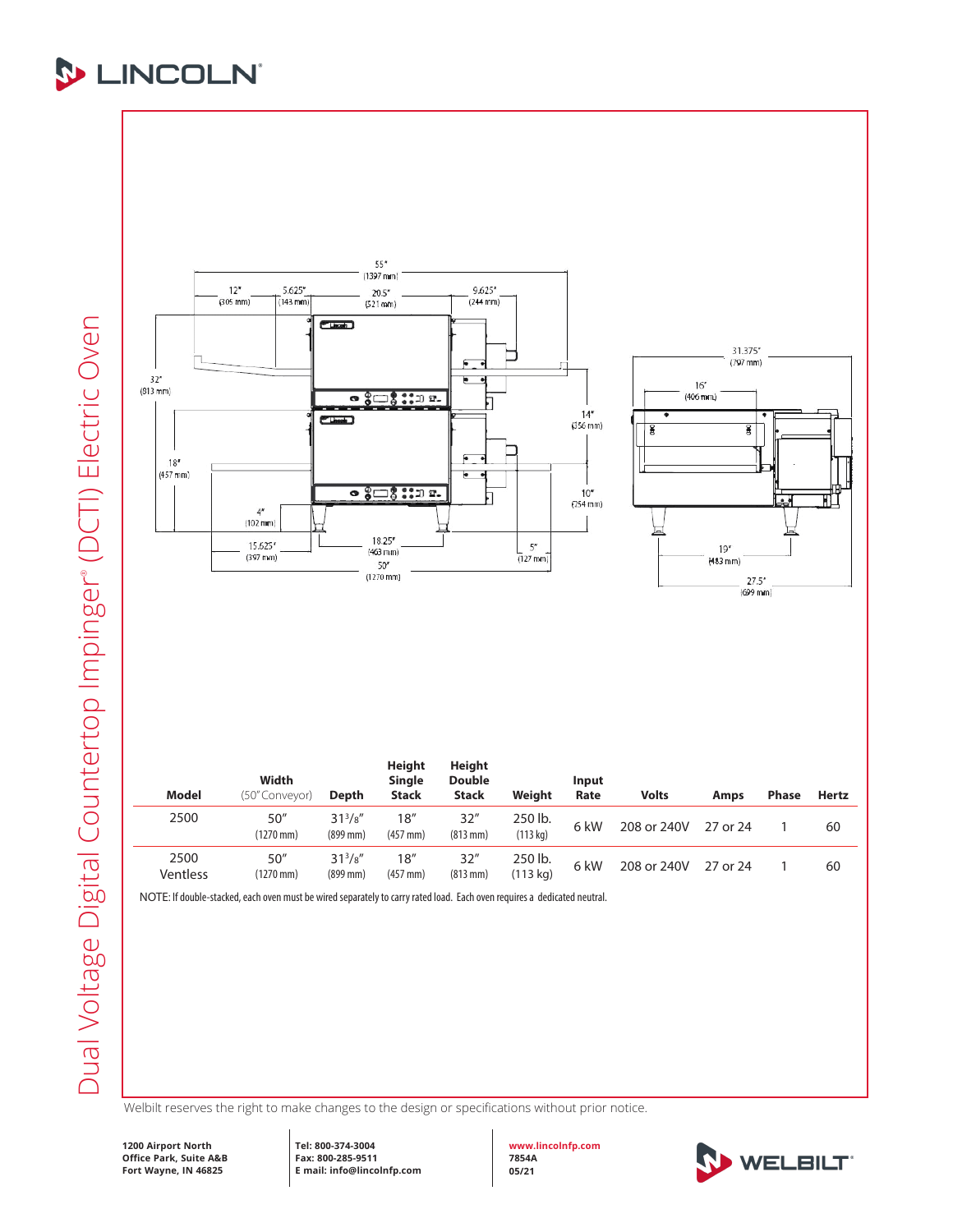# Dual Voltage Digital Countertop Impinger® (DCTI) Electric Oven

55″
(1397 mm)
12″
(305 mm)
5.625″
(143 mm)
20.5″
(521 mm)
9.625″
(244 mm)
32″
(813 mm)
14″
(356 mm)
18″
(457 mm)
10″
(254 mm)
4″
(102 mm)
15.625″
(397 mm)
18.25″
(463 mm)
5″
(127 mm)
50″
(1270 mm)
31.375″
(797 mm)
16″
(406 mm)
19″
(483 mm)
27.5″
(699 mm)

| Model | Width (50″ Conveyor) | Depth | Height Single Stack | Height Double Stack | Weight | Input Rate | Volts | Amps | Phase | Hertz |
|---|---|---|---|---|---|---|---|---|---|---|
| 2500 | 50″ (1270 mm) | 31³/₈″ (899 mm) | 18″ (457 mm) | 32″ (813 mm) | 250 lb. (113 kg) | 6 kW | 208 or 240V | 27 or 24 | 1 | 60 |
| 2500 Ventless | 50″ (1270 mm) | 31³/₈″ (899 mm) | 18″ (457 mm) | 32″ (813 mm) | 250 lb. (113 kg) | 6 kW | 208 or 240V | 27 or 24 | 1 | 60 |

NOTE: If double-stacked, each oven must be wired separately to carry rated load. Each oven requires a dedicated neutral.

Welbilt reserves the right to make changes to the design or specifications without prior notice.

1200 Airport North
Office Park, Suite A&B
Fort Wayne, IN 46825

Tel: 800-374-3004
Fax: 800-285-9511
E mail: info@lincolnfp.com

www.lincolnfp.com
7854A
05/21